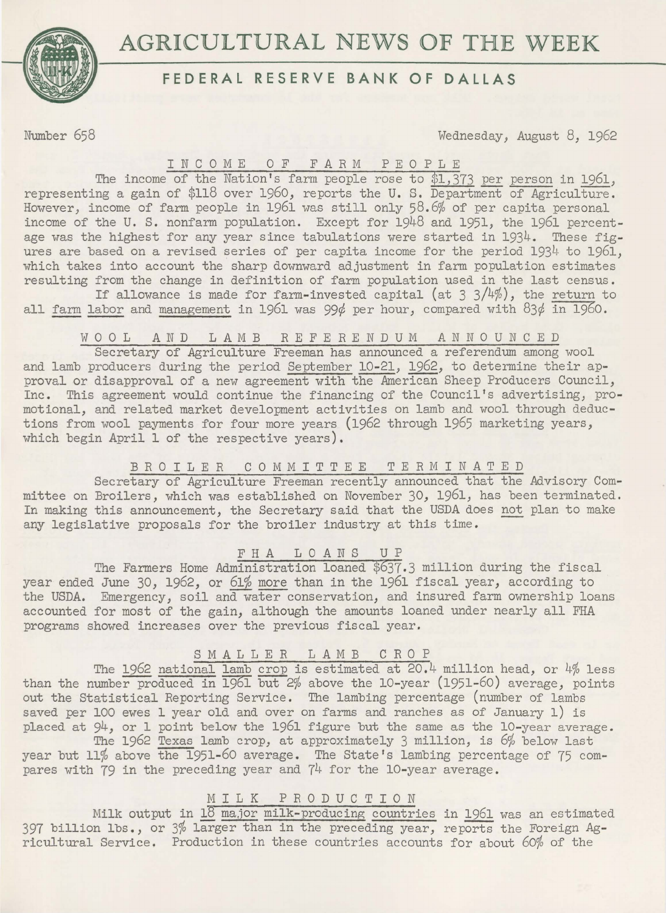# AGRICULTURAL NEWS OF THE WEEK

## FEDERAL RESERVE BANK OF DALLAS

Number 658 — Wednesday, August 8, 1962

### INCOME OF FARM PEOPLE

The income of the Nation's farm people rose to $1,373 per person in 1961, representing a gain of $118 over 1960, reports the U. S. Department of Agriculture. However, income of farm people in 1961 was still only 58.6% of per capita personal income of the U. S. nonfarm population. Except for 1948 and 1951, the 1961 percentage was the highest for any year since tabulations were started in 1934. These figures are based on a revised series of per capita income for the period 1934 to 1961, which takes into account the sharp downward adjustment in farm population estimates resulting from the change in definition of farm population used in the last census.

If allowance is made for farm-invested capital (at 3 3/4%), the return to all farm labor and management in 1961 was 99¢ per hour, compared with 83¢ in 1960.

### WOOL AND LAMB REFERENDUM ANNOUNCED

Secretary of Agriculture Freeman has announced a referendum among wool and lamb producers during the period September 10-21, 1962, to determine their approval or disapproval of a new agreement with the American Sheep Producers Council, Inc. This agreement would continue the financing of the Council's advertising, promotional, and related market development activities on lamb and wool through deductions from wool payments for four more years (1962 through 1965 marketing years, which begin April 1 of the respective years).

### BROILER COMMITTEE TERMINATED

Secretary of Agriculture Freeman recently announced that the Advisory Committee on Broilers, which was established on November 30, 1961, has been terminated. In making this announcement, the Secretary said that the USDA does not plan to make any legislative proposals for the broiler industry at this time.

### FHA LOANS UP

The Farmers Home Administration loaned $637.3 million during the fiscal year ended June 30, 1962, or 61% more than in the 1961 fiscal year, according to the USDA. Emergency, soil and water conservation, and insured farm ownership loans accounted for most of the gain, although the amounts loaned under nearly all FHA programs showed increases over the previous fiscal year.

### SMALLER LAMB CROP

The 1962 national lamb crop is estimated at 20.4 million head, or 4% less than the number produced in 1961 but 2% above the 10-year (1951-60) average, points out the Statistical Reporting Service. The lambing percentage (number of lambs saved per 100 ewes 1 year old and over on farms and ranches as of January 1) is placed at 94, or 1 point below the 1961 figure but the same as the 10-year average.

The 1962 Texas lamb crop, at approximately 3 million, is 6% below last year but 11% above the 1951-60 average. The State's lambing percentage of 75 compares with 79 in the preceding year and 74 for the 10-year average.

### MILK PRODUCTION

Milk output in 18 major milk-producing countries in 1961 was an estimated 397 billion lbs., or 3% larger than in the preceding year, reports the Foreign Agricultural Service. Production in these countries accounts for about 60% of the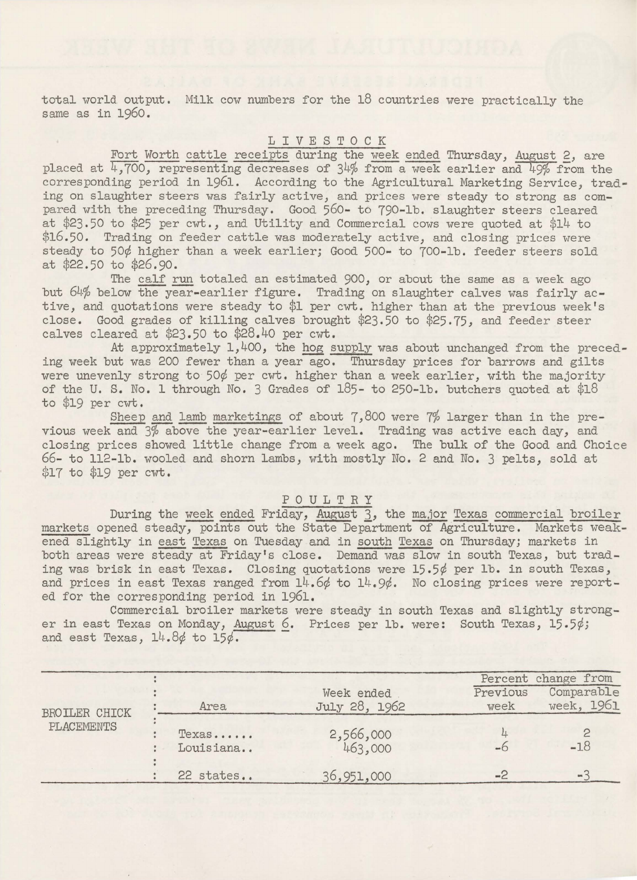total world output. Milk cow numbers for the 18 countries were practically the same as in 1960.

## LIVESTOCK

Fort Worth cattle receipts during the week ended Thursday, August 2, are placed at 4,700, representing decreases of 34% from a week earlier and 49% from the corresponding period in 1961. According to the Agricultural Marketing Service, trading on slaughter steers was fairly active, and prices were steady to strong as compared with the preceding Thursday. Good 560- to 790-lb. slaughter steers cleared at $23.50 to $25 per cwt., and Utility and Commercial cows were quoted at $14 to $16.50. Trading on feeder cattle was moderately active, and closing prices were steady to 50¢ higher than a week earlier; Good 500- to 700-lb. feeder steers sold at $22.50 to $26.90.

The calf run totaled an estimated 900, or about the same as a week ago but 64% below the year-earlier figure. Trading on slaughter calves was fairly active, and quotations were steady to $1 per cwt. higher than at the previous week's close. Good grades of killing calves brought $23.50 to $25.75, and feeder steer calves cleared at $23.50 to $28.40 per cwt.

At approximately 1,400, the hog supply was about unchanged from the preceding week but was 200 fewer than a year ago. Thursday prices for barrows and gilts were unevenly strong to 50¢ per cwt. higher than a week earlier, with the majority of the U. S. No. 1 through No. 3 Grades of 185- to 250-lb. butchers quoted at $18 to $19 per cwt.

Sheep and lamb marketings of about 7,800 were 7% larger than in the previous week and 3% above the year-earlier level. Trading was active each day, and closing prices showed little change from a week ago. The bulk of the Good and Choice 66- to 112-lb. wooled and shorn lambs, with mostly No. 2 and No. 3 pelts, sold at $17 to $19 per cwt.

## POULTRY

During the week ended Friday, August 3, the major Texas commercial broiler markets opened steady, points out the State Department of Agriculture. Markets weakened slightly in east Texas on Tuesday and in south Texas on Thursday; markets in both areas were steady at Friday's close. Demand was slow in south Texas, but trading was brisk in east Texas. Closing quotations were 15.5¢ per lb. in south Texas, and prices in east Texas ranged from 14.6¢ to 14.9¢. No closing prices were reported for the corresponding period in 1961.

Commercial broiler markets were steady in south Texas and slightly stronger in east Texas on Monday, August 6. Prices per lb. were: South Texas, 15.5¢; and east Texas, 14.8¢ to 15¢.

| | | | Percent change from | |
|---|---|---|---|---|
| | Area | Week ended July 28, 1962 | Previous week | Comparable week, 1961 |
| BROILER CHICK PLACEMENTS | Texas...... | 2,566,000 | 4 | 2 |
| | Louisiana.. | 463,000 | -6 | -18 |
| | 22 states.. | 36,951,000 | -2 | -3 |